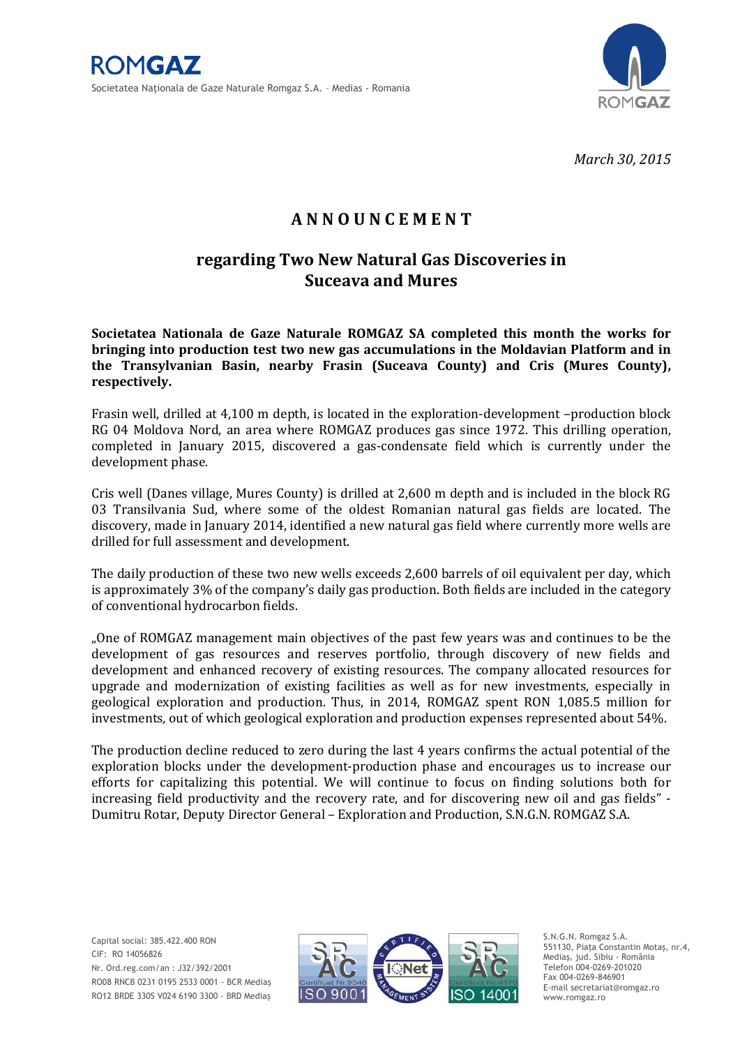ROMGAZ

Societatea Naţionala de Gaze Naturale Romgaz S.A. – Medias - Romania

*March 30, 2015*

# ANNOUNCEMENT

## regarding Two New Natural Gas Discoveries in Suceava and Mures

**Societatea Nationala de Gaze Naturale ROMGAZ SA completed this month the works for bringing into production test two new gas accumulations in the Moldavian Platform and in the Transylvanian Basin, nearby Frasin (Suceava County) and Cris (Mures County), respectively.**

Frasin well, drilled at 4,100 m depth, is located in the exploration-development –production block RG 04 Moldova Nord, an area where ROMGAZ produces gas since 1972. This drilling operation, completed in January 2015, discovered a gas-condensate field which is currently under the development phase.

Cris well (Danes village, Mures County) is drilled at 2,600 m depth and is included in the block RG 03 Transilvania Sud, where some of the oldest Romanian natural gas fields are located. The discovery, made in January 2014, identified a new natural gas field where currently more wells are drilled for full assessment and development.

The daily production of these two new wells exceeds 2,600 barrels of oil equivalent per day, which is approximately 3% of the company's daily gas production. Both fields are included in the category of conventional hydrocarbon fields.

„One of ROMGAZ management main objectives of the past few years was and continues to be the development of gas resources and reserves portfolio, through discovery of new fields and development and enhanced recovery of existing resources. The company allocated resources for upgrade and modernization of existing facilities as well as for new investments, especially in geological exploration and production. Thus, in 2014, ROMGAZ spent RON 1,085.5 million for investments, out of which geological exploration and production expenses represented about 54%.

The production decline reduced to zero during the last 4 years confirms the actual potential of the exploration blocks under the development-production phase and encourages us to increase our efforts for capitalizing this potential. We will continue to focus on finding solutions both for increasing field productivity and the recovery rate, and for discovering new oil and gas fields" - Dumitru Rotar, Deputy Director General – Exploration and Production, S.N.G.N. ROMGAZ S.A.

Capital social: 385.422.400 RON
CIF: RO 14056826
Nr. Ord.reg.com/an : J32/392/2001
RO08 RNCB 0231 0195 2533 0001 - BCR Mediaş
RO12 BRDE 330S V024 6190 3300 - BRD Mediaş

S.N.G.N. Romgaz S.A.
551130, Piaţa Constantin Motaş, nr.4, Mediaş, jud. Sibiu - România
Telefon 004-0269-201020
Fax 004-0269-846901
E-mail secretariat@romgaz.ro
www.romgaz.ro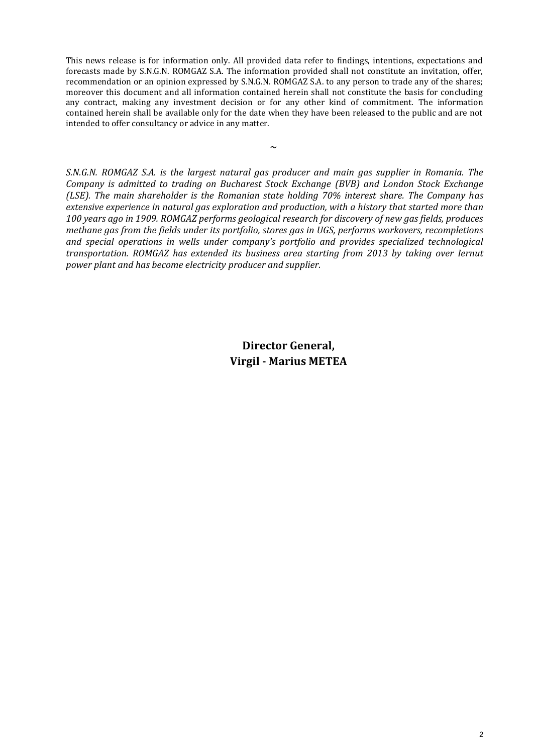This news release is for information only. All provided data refer to findings, intentions, expectations and forecasts made by S.N.G.N. ROMGAZ S.A. The information provided shall not constitute an invitation, offer, recommendation or an opinion expressed by S.N.G.N. ROMGAZ S.A. to any person to trade any of the shares; moreover this document and all information contained herein shall not constitute the basis for concluding any contract, making any investment decision or for any other kind of commitment. The information contained herein shall be available only for the date when they have been released to the public and are not intended to offer consultancy or advice in any matter.

~

*S.N.G.N. ROMGAZ S.A. is the largest natural gas producer and main gas supplier in Romania. The Company is admitted to trading on Bucharest Stock Exchange (BVB) and London Stock Exchange (LSE). The main shareholder is the Romanian state holding 70% interest share. The Company has extensive experience in natural gas exploration and production, with a history that started more than 100 years ago in 1909. ROMGAZ performs geological research for discovery of new gas fields, produces methane gas from the fields under its portfolio, stores gas in UGS, performs workovers, recompletions and special operations in wells under company's portfolio and provides specialized technological transportation. ROMGAZ has extended its business area starting from 2013 by taking over Iernut power plant and has become electricity producer and supplier.*

**Director General,**
**Virgil - Marius METEA**